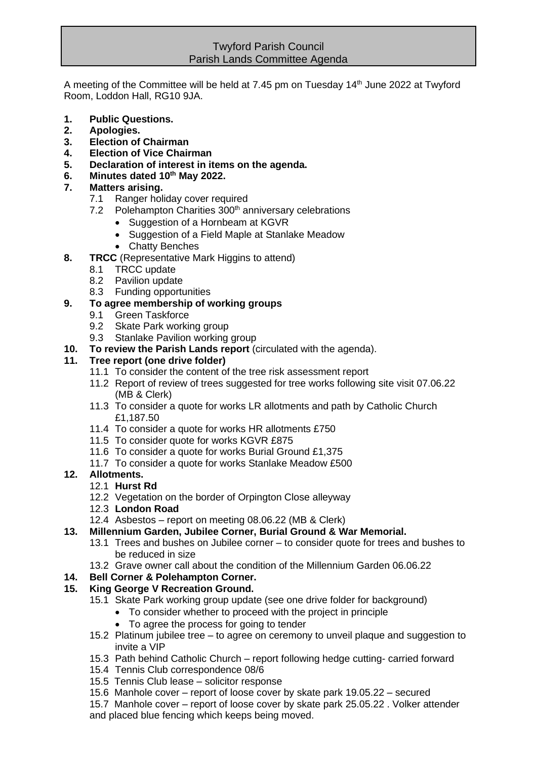# Twyford Parish Council
## Parish Lands Committee Agenda

A meeting of the Committee will be held at 7.45 pm on Tuesday 14th June 2022 at Twyford Room, Loddon Hall, RG10 9JA.

1. **Public Questions.**
2. **Apologies.**
3. **Election of Chairman**
4. **Election of Vice Chairman**
5. **Declaration of interest in items on the agenda.**
6. **Minutes dated 10th May 2022.**
7. **Matters arising.**
   - 7.1 Ranger holiday cover required
   - 7.2 Polehampton Charities 300th anniversary celebrations
     - Suggestion of a Hornbeam at KGVR
     - Suggestion of a Field Maple at Stanlake Meadow
     - Chatty Benches
8. **TRCC** (Representative Mark Higgins to attend)
   - 8.1 TRCC update
   - 8.2 Pavilion update
   - 8.3 Funding opportunities
9. **To agree membership of working groups**
   - 9.1 Green Taskforce
   - 9.2 Skate Park working group
   - 9.3 Stanlake Pavilion working group
10. **To review the Parish Lands report** (circulated with the agenda).
11. **Tree report (one drive folder)**
    - 11.1 To consider the content of the tree risk assessment report
    - 11.2 Report of review of trees suggested for tree works following site visit 07.06.22 (MB & Clerk)
    - 11.3 To consider a quote for works LR allotments and path by Catholic Church £1,187.50
    - 11.4 To consider a quote for works HR allotments £750
    - 11.5 To consider quote for works KGVR £875
    - 11.6 To consider a quote for works Burial Ground £1,375
    - 11.7 To consider a quote for works Stanlake Meadow £500
12. **Allotments.**
    - 12.1 **Hurst Rd**
    - 12.2 Vegetation on the border of Orpington Close alleyway
    - 12.3 **London Road**
    - 12.4 Asbestos – report on meeting 08.06.22 (MB & Clerk)
13. **Millennium Garden, Jubilee Corner, Burial Ground & War Memorial.**
    - 13.1 Trees and bushes on Jubilee corner – to consider quote for trees and bushes to be reduced in size
    - 13.2 Grave owner call about the condition of the Millennium Garden 06.06.22
14. **Bell Corner & Polehampton Corner.**
15. **King George V Recreation Ground.**
    - 15.1 Skate Park working group update (see one drive folder for background)
      - To consider whether to proceed with the project in principle
      - To agree the process for going to tender
    - 15.2 Platinum jubilee tree – to agree on ceremony to unveil plaque and suggestion to invite a VIP
    - 15.3 Path behind Catholic Church – report following hedge cutting- carried forward
    - 15.4 Tennis Club correspondence 08/6
    - 15.5 Tennis Club lease – solicitor response
    - 15.6 Manhole cover – report of loose cover by skate park 19.05.22 – secured
    - 15.7 Manhole cover – report of loose cover by skate park 25.05.22 . Volker attender and placed blue fencing which keeps being moved.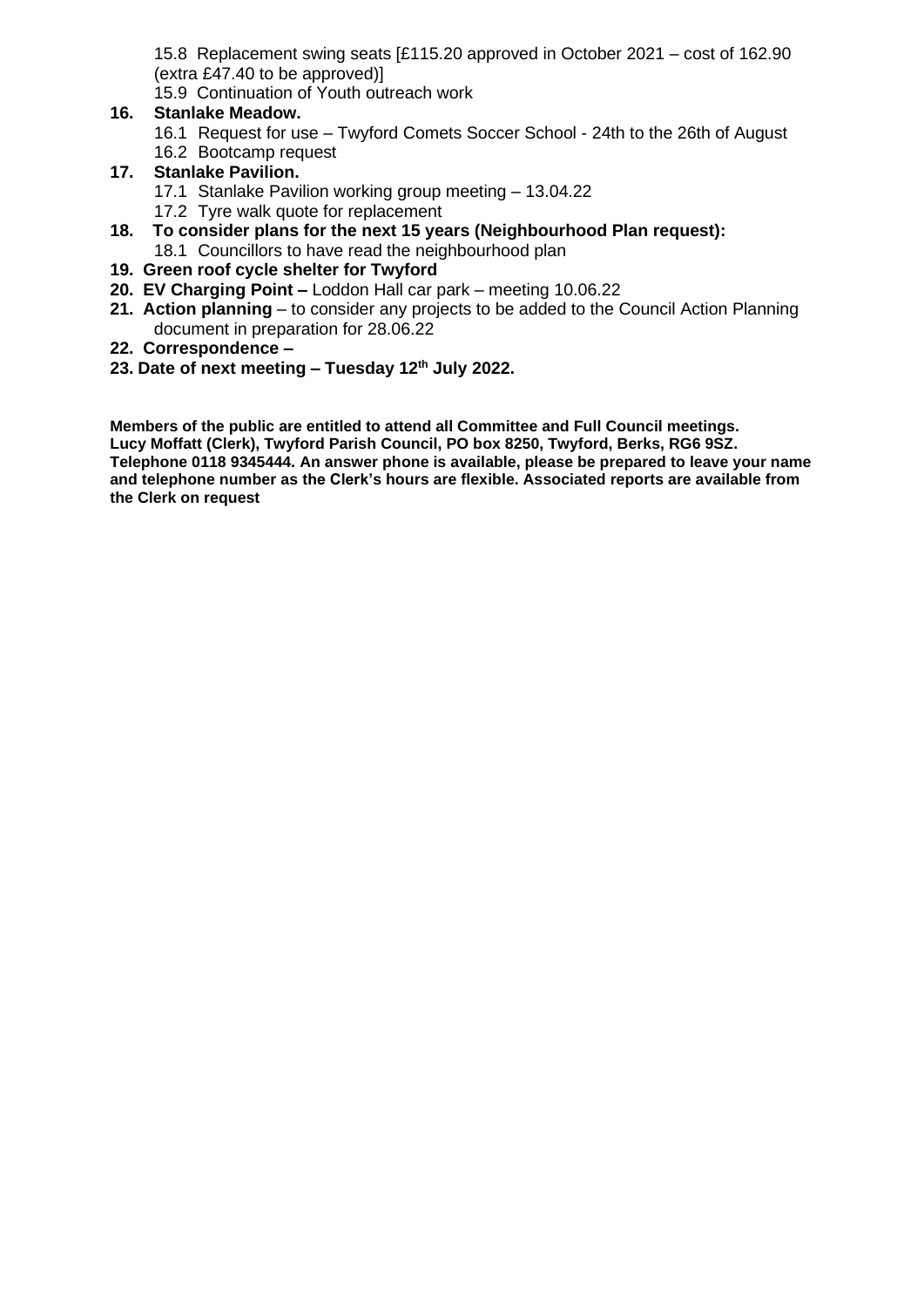15.8 Replacement swing seats [£115.20 approved in October 2021 – cost of 162.90 (extra £47.40 to be approved)]

15.9 Continuation of Youth outreach work

**16. Stanlake Meadow.**

16.1 Request for use – Twyford Comets Soccer School - 24th to the 26th of August

16.2 Bootcamp request

**17. Stanlake Pavilion.**

17.1 Stanlake Pavilion working group meeting – 13.04.22

17.2 Tyre walk quote for replacement

**18. To consider plans for the next 15 years (Neighbourhood Plan request):**

18.1 Councillors to have read the neighbourhood plan

**19. Green roof cycle shelter for Twyford**

**20. EV Charging Point –** Loddon Hall car park – meeting 10.06.22

**21. Action planning** – to consider any projects to be added to the Council Action Planning document in preparation for 28.06.22

**22. Correspondence –**

**23. Date of next meeting – Tuesday 12th July 2022.**

**Members of the public are entitled to attend all Committee and Full Council meetings. Lucy Moffatt (Clerk), Twyford Parish Council, PO box 8250, Twyford, Berks, RG6 9SZ. Telephone 0118 9345444. An answer phone is available, please be prepared to leave your name and telephone number as the Clerk's hours are flexible. Associated reports are available from the Clerk on request**